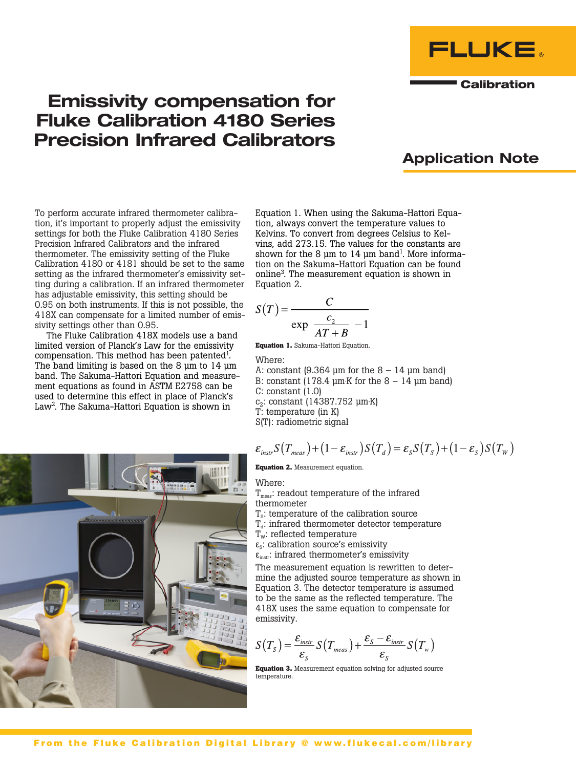# Emissivity compensation for Fluke Calibration 4180 Series Precision Infrared Calibrators

## Application Note

To perform accurate infrared thermometer calibration, it's important to properly adjust the emissivity settings for both the Fluke Calibration 4180 Series Precision Infrared Calibrators and the infrared thermometer. The emissivity setting of the Fluke Calibration 4180 or 4181 should be set to the same setting as the infrared thermometer's emissivity setting during a calibration. If an infrared thermometer has adjustable emissivity, this setting should be 0.95 on both instruments. If this is not possible, the 418X can compensate for a limited number of emissivity settings other than 0.95.

The Fluke Calibration 418X models use a band limited version of Planck's Law for the emissivity compensation. This method has been patented[1]. The band limiting is based on the 8 µm to 14 µm band. The Sakuma-Hattori Equation and measurement equations as found in ASTM E2758 can be used to determine this effect in place of Planck's Law[2]. The Sakuma-Hattori Equation is shown in Equation 1. When using the Sakuma-Hattori Equation, always convert the temperature values to Kelvins. To convert from degrees Celsius to Kelvins, add 273.15. The values for the constants are shown for the 8 µm to 14 µm band[1]. More information on the Sakuma-Hattori Equation can be found online[3]. The measurement equation is shown in Equation 2.

$$S(T) = \frac{C}{\exp\left(\frac{c_2}{AT+B}\right) - 1}$$

**Equation 1.** Sakuma-Hattori Equation.

Where:

A: constant (9.364 µm for the 8 – 14 µm band)
B: constant (178.4 µm·K for the 8 – 14 µm band)
C: constant (1.0)
$c_2$: constant (14387.752 µm·K)
T: temperature (in K)
S(T): radiometric signal

$$\varepsilon_{instr} S(T_{meas}) + (1 - \varepsilon_{instr}) S(T_d) = \varepsilon_S S(T_S) + (1 - \varepsilon_S) S(T_W)$$

**Equation 2.** Measurement equation.

Where:

$T_{meas}$: readout temperature of the infrared thermometer
$T_S$: temperature of the calibration source
$T_d$: infrared thermometer detector temperature
$T_W$: reflected temperature
$\varepsilon_S$: calibration source's emissivity
$\varepsilon_{instr}$: infrared thermometer's emissivity

The measurement equation is rewritten to determine the adjusted source temperature as shown in Equation 3. The detector temperature is assumed to be the same as the reflected temperature. The 418X uses the same equation to compensate for emissivity.

$$S(T_S) = \frac{\varepsilon_{instr}}{\varepsilon_S} S(T_{meas}) + \frac{\varepsilon_S - \varepsilon_{instr}}{\varepsilon_S} S(T_w)$$

**Equation 3.** Measurement equation solving for adjusted source temperature.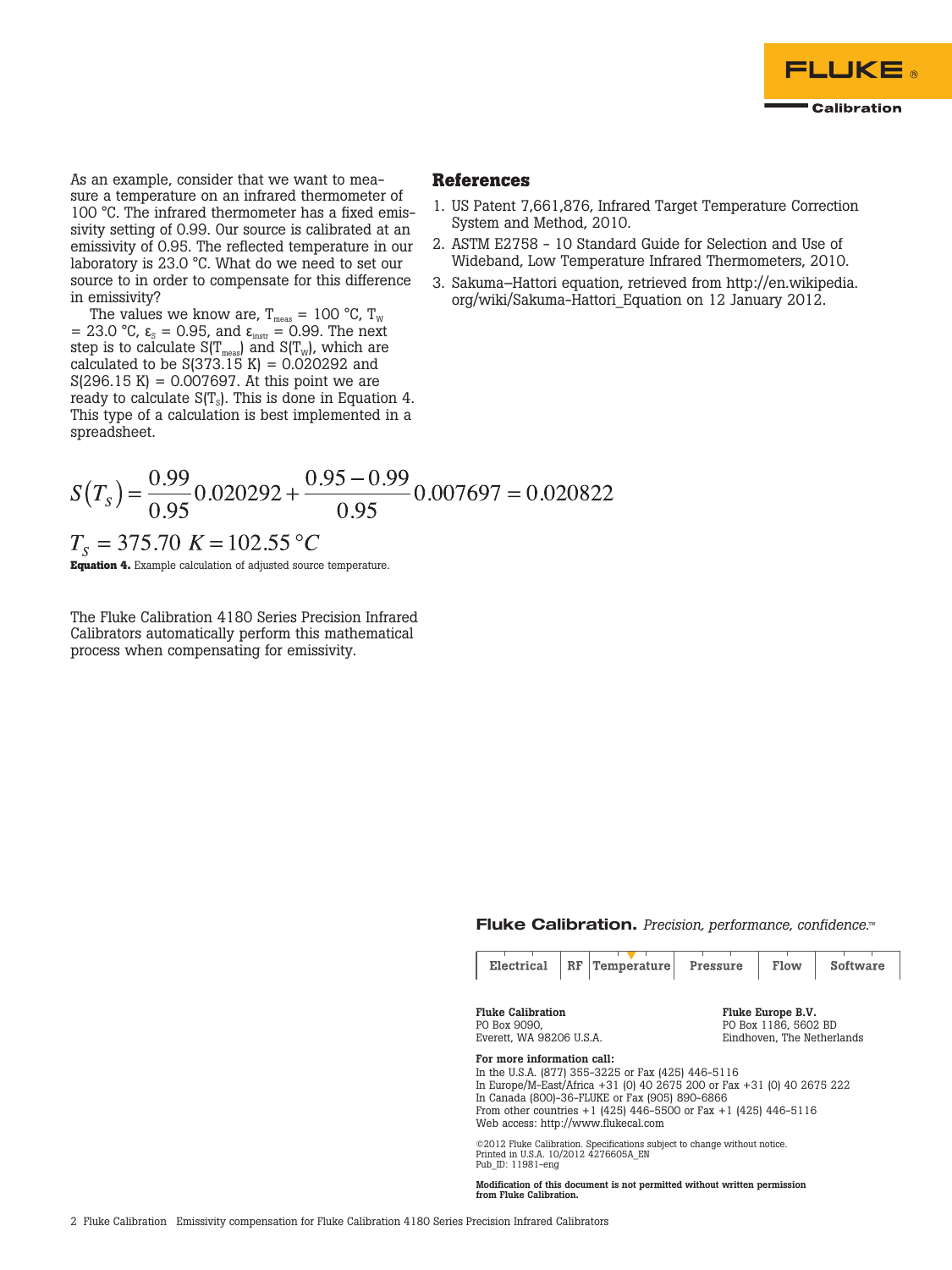As an example, consider that we want to measure a temperature on an infrared thermometer of 100 °C. The infrared thermometer has a fixed emissivity setting of 0.99. Our source is calibrated at an emissivity of 0.95. The reflected temperature in our laboratory is 23.0 °C. What do we need to set our source to in order to compensate for this difference in emissivity?

The values we know are, $T_{meas}$ = 100 °C, $T_W$ = 23.0 °C, $\varepsilon_S$ = 0.95, and $\varepsilon_{instr}$ = 0.99. The next step is to calculate $S(T_{meas})$ and $S(T_W)$, which are calculated to be S(373.15 K) = 0.020292 and S(296.15 K) = 0.007697. At this point we are ready to calculate $S(T_S)$. This is done in Equation 4. This type of a calculation is best implemented in a spreadsheet.

$$S\left(T_S\right) = \frac{0.99}{0.95}0.020292 + \frac{0.95-0.99}{0.95}0.007697 = 0.020822$$

$$T_S = 375.70\ K = 102.55\ °C$$

**Equation 4.** Example calculation of adjusted source temperature.

The Fluke Calibration 4180 Series Precision Infrared Calibrators automatically perform this mathematical process when compensating for emissivity.

## References

1. US Patent 7,661,876, Infrared Target Temperature Correction System and Method, 2010.
2. ASTM E2758 - 10 Standard Guide for Selection and Use of Wideband, Low Temperature Infrared Thermometers, 2010.
3. Sakuma–Hattori equation, retrieved from http://en.wikipedia.org/wiki/Sakuma-Hattori_Equation on 12 January 2012.

**Fluke Calibration.** *Precision, performance, confidence.*™

Electrical | RF | Temperature | Pressure | Flow | Software

**Fluke Calibration**
PO Box 9090,
Everett, WA 98206 U.S.A.

**Fluke Europe B.V.**
PO Box 1186, 5602 BD
Eindhoven, The Netherlands

**For more information call:**
In the U.S.A. (877) 355-3225 or Fax (425) 446-5116
In Europe/M-East/Africa +31 (0) 40 2675 200 or Fax +31 (0) 40 2675 222
In Canada (800)-36-FLUKE or Fax (905) 890-6866
From other countries +1 (425) 446-5500 or Fax +1 (425) 446-5116
Web access: http://www.flukecal.com

©2012 Fluke Calibration. Specifications subject to change without notice.
Printed in U.S.A. 10/2012 4276605A_EN
Pub_ID: 11981-eng

**Modification of this document is not permitted without written permission from Fluke Calibration.**